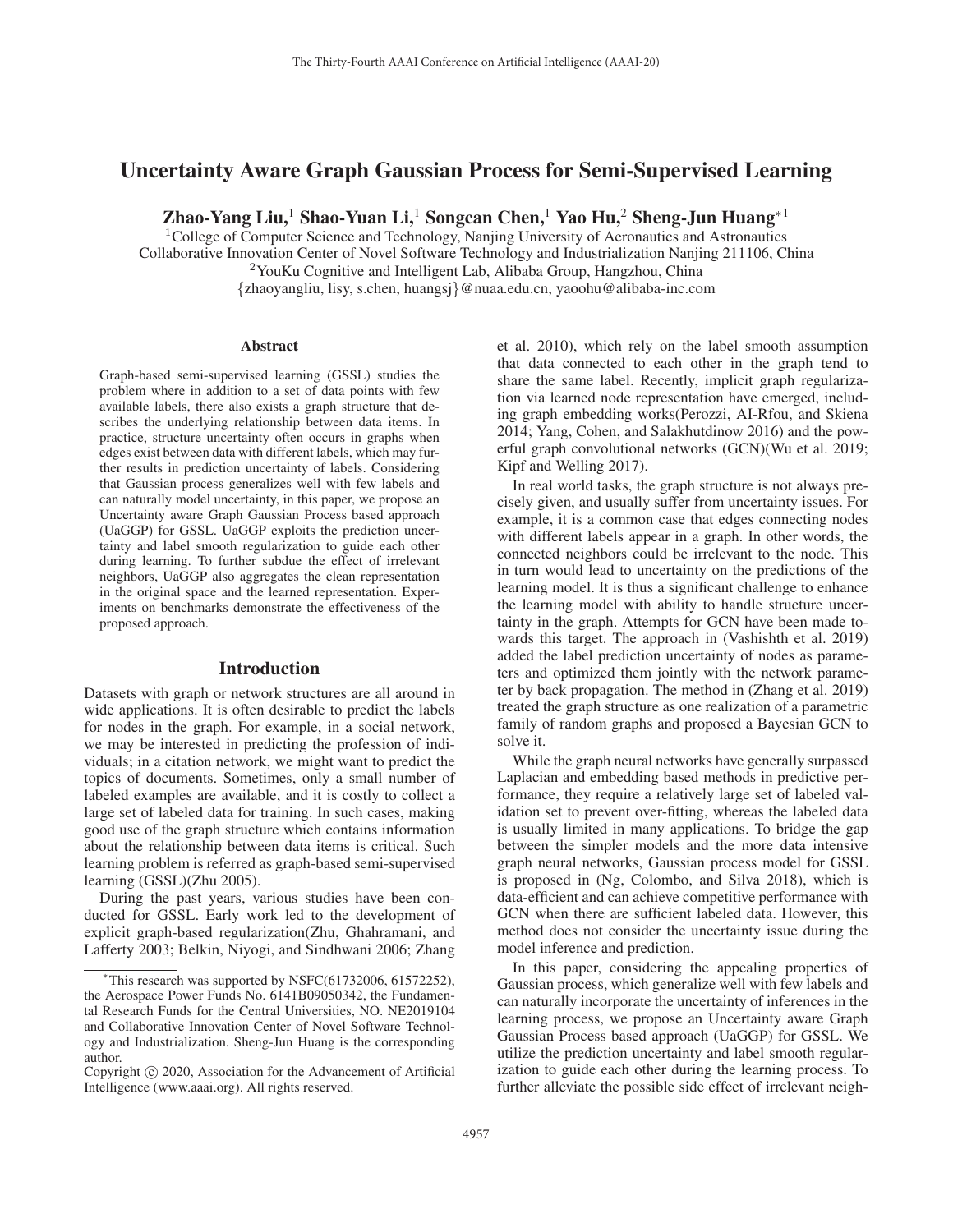# Uncertainty Aware Graph Gaussian Process for Semi-Supervised Learning

**Zhao-Yang Liu,[1] Shao-Yuan Li,[1] Songcan Chen,[1] Yao Hu,[2] Sheng-Jun Huang*[1]**

[1]College of Computer Science and Technology, Nanjing University of Aeronautics and Astronautics
Collaborative Innovation Center of Novel Software Technology and Industrialization Nanjing 211106, China
[2]YouKu Cognitive and Intelligent Lab, Alibaba Group, Hangzhou, China
{zhaoyangliu, lisy, s.chen, huangsj}@nuaa.edu.cn, yaoohu@alibaba-inc.com

## Abstract

Graph-based semi-supervised learning (GSSL) studies the problem where in addition to a set of data points with few available labels, there also exists a graph structure that describes the underlying relationship between data items. In practice, structure uncertainty often occurs in graphs when edges exist between data with different labels, which may further results in prediction uncertainty of labels. Considering that Gaussian process generalizes well with few labels and can naturally model uncertainty, in this paper, we propose an Uncertainty aware Graph Gaussian Process based approach (UaGGP) for GSSL. UaGGP exploits the prediction uncertainty and label smooth regularization to guide each other during learning. To further subdue the effect of irrelevant neighbors, UaGGP also aggregates the clean representation in the original space and the learned representation. Experiments on benchmarks demonstrate the effectiveness of the proposed approach.

## Introduction

Datasets with graph or network structures are all around in wide applications. It is often desirable to predict the labels for nodes in the graph. For example, in a social network, we may be interested in predicting the profession of individuals; in a citation network, we might want to predict the topics of documents. Sometimes, only a small number of labeled examples are available, and it is costly to collect a large set of labeled data for training. In such cases, making good use of the graph structure which contains information about the relationship between data items is critical. Such learning problem is referred as graph-based semi-supervised learning (GSSL)(Zhu 2005).

During the past years, various studies have been conducted for GSSL. Early work led to the development of explicit graph-based regularization(Zhu, Ghahramani, and Lafferty 2003; Belkin, Niyogi, and Sindhwani 2006; Zhang et al. 2010), which rely on the label smooth assumption that data connected to each other in the graph tend to share the same label. Recently, implicit graph regularization via learned node representation have emerged, including graph embedding works(Perozzi, AI-Rfou, and Skiena 2014; Yang, Cohen, and Salakhutdinow 2016) and the powerful graph convolutional networks (GCN)(Wu et al. 2019; Kipf and Welling 2017).

In real world tasks, the graph structure is not always precisely given, and usually suffer from uncertainty issues. For example, it is a common case that edges connecting nodes with different labels appear in a graph. In other words, the connected neighbors could be irrelevant to the node. This in turn would lead to uncertainty on the predictions of the learning model. It is thus a significant challenge to enhance the learning model with ability to handle structure uncertainty in the graph. Attempts for GCN have been made towards this target. The approach in (Vashishth et al. 2019) added the label prediction uncertainty of nodes as parameters and optimized them jointly with the network parameter by back propagation. The method in (Zhang et al. 2019) treated the graph structure as one realization of a parametric family of random graphs and proposed a Bayesian GCN to solve it.

While the graph neural networks have generally surpassed Laplacian and embedding based methods in predictive performance, they require a relatively large set of labeled validation set to prevent over-fitting, whereas the labeled data is usually limited in many applications. To bridge the gap between the simpler models and the more data intensive graph neural networks, Gaussian process model for GSSL is proposed in (Ng, Colombo, and Silva 2018), which is data-efficient and can achieve competitive performance with GCN when there are sufficient labeled data. However, this method does not consider the uncertainty issue during the model inference and prediction.

In this paper, considering the appealing properties of Gaussian process, which generalize well with few labels and can naturally incorporate the uncertainty of inferences in the learning process, we propose an Uncertainty aware Graph Gaussian Process based approach (UaGGP) for GSSL. We utilize the prediction uncertainty and label smooth regularization to guide each other during the learning process. To further alleviate the possible side effect of irrelevant neigh-

*This research was supported by NSFC(61732006, 61572252), the Aerospace Power Funds No. 6141B09050342, the Fundamental Research Funds for the Central Universities, NO. NE2019104 and Collaborative Innovation Center of Novel Software Technology and Industrialization. Sheng-Jun Huang is the corresponding author.

Copyright © 2020, Association for the Advancement of Artificial Intelligence (www.aaai.org). All rights reserved.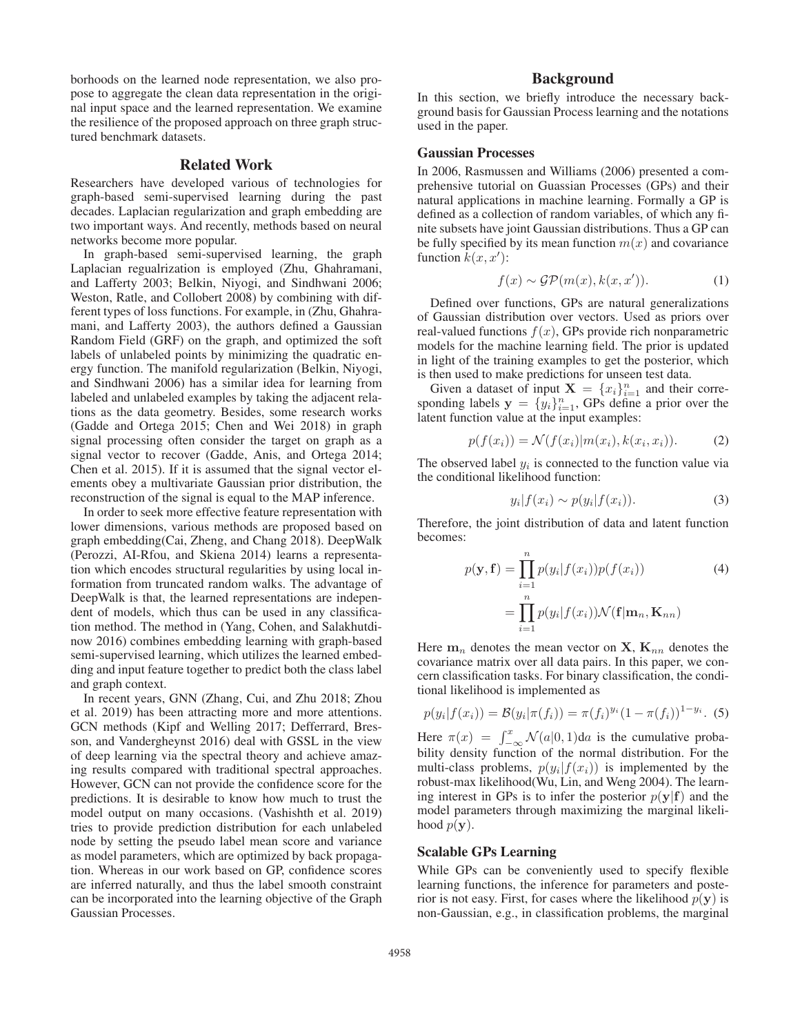borhoods on the learned node representation, we also propose to aggregate the clean data representation in the original input space and the learned representation. We examine the resilience of the proposed approach on three graph structured benchmark datasets.

## Related Work

Researchers have developed various of technologies for graph-based semi-supervised learning during the past decades. Laplacian regularization and graph embedding are two important ways. And recently, methods based on neural networks become more popular.

In graph-based semi-supervised learning, the graph Laplacian regualrization is employed (Zhu, Ghahramani, and Lafferty 2003; Belkin, Niyogi, and Sindhwani 2006; Weston, Ratle, and Collobert 2008) by combining with different types of loss functions. For example, in (Zhu, Ghahramani, and Lafferty 2003), the authors defined a Gaussian Random Field (GRF) on the graph, and optimized the soft labels of unlabeled points by minimizing the quadratic energy function. The manifold regularization (Belkin, Niyogi, and Sindhwani 2006) has a similar idea for learning from labeled and unlabeled examples by taking the adjacent relations as the data geometry. Besides, some research works (Gadde and Ortega 2015; Chen and Wei 2018) in graph signal processing often consider the target on graph as a signal vector to recover (Gadde, Anis, and Ortega 2014; Chen et al. 2015). If it is assumed that the signal vector elements obey a multivariate Gaussian prior distribution, the reconstruction of the signal is equal to the MAP inference.

In order to seek more effective feature representation with lower dimensions, various methods are proposed based on graph embedding(Cai, Zheng, and Chang 2018). DeepWalk (Perozzi, AI-Rfou, and Skiena 2014) learns a representation which encodes structural regularities by using local information from truncated random walks. The advantage of DeepWalk is that, the learned representations are independent of models, which thus can be used in any classification method. The method in (Yang, Cohen, and Salakhutdinow 2016) combines embedding learning with graph-based semi-supervised learning, which utilizes the learned embedding and input feature together to predict both the class label and graph context.

In recent years, GNN (Zhang, Cui, and Zhu 2018; Zhou et al. 2019) has been attracting more and more attentions. GCN methods (Kipf and Welling 2017; Defferrard, Bresson, and Vandergheynst 2016) deal with GSSL in the view of deep learning via the spectral theory and achieve amazing results compared with traditional spectral approaches. However, GCN can not provide the confidence score for the predictions. It is desirable to know how much to trust the model output on many occasions. (Vashishth et al. 2019) tries to provide prediction distribution for each unlabeled node by setting the pseudo label mean score and variance as model parameters, which are optimized by back propagation. Whereas in our work based on GP, confidence scores are inferred naturally, and thus the label smooth constraint can be incorporated into the learning objective of the Graph Gaussian Processes.

## Background

In this section, we briefly introduce the necessary background basis for Gaussian Process learning and the notations used in the paper.

### Gaussian Processes

In 2006, Rasmussen and Williams (2006) presented a comprehensive tutorial on Guassian Processes (GPs) and their natural applications in machine learning. Formally a GP is defined as a collection of random variables, of which any finite subsets have joint Gaussian distributions. Thus a GP can be fully specified by its mean function $m(x)$ and covariance function $k(x, x')$:

$$f(x) \sim \mathcal{GP}(m(x), k(x, x')). \tag{1}$$

Defined over functions, GPs are natural generalizations of Gaussian distribution over vectors. Used as priors over real-valued functions $f(x)$, GPs provide rich nonparametric models for the machine learning field. The prior is updated in light of the training examples to get the posterior, which is then used to make predictions for unseen test data.

Given a dataset of input $\mathbf{X} = \{x_i\}_{i=1}^n$ and their corresponding labels $\mathbf{y} = \{y_i\}_{i=1}^n$, GPs define a prior over the latent function value at the input examples:

$$p(f(x_i)) = \mathcal{N}(f(x_i)|m(x_i), k(x_i, x_i)). \tag{2}$$

The observed label $y_i$ is connected to the function value via the conditional likelihood function:

$$y_i|f(x_i) \sim p(y_i|f(x_i)). \tag{3}$$

Therefore, the joint distribution of data and latent function becomes:

$$\begin{aligned} p(\mathbf{y}, \mathbf{f}) &= \prod_{i=1}^{n} p(y_i|f(x_i))p(f(x_i)) \\ &= \prod_{i=1}^{n} p(y_i|f(x_i))\mathcal{N}(\mathbf{f}|\mathbf{m}_n, \mathbf{K}_{nn}) \end{aligned} \tag{4}$$

Here $\mathbf{m}_n$ denotes the mean vector on $\mathbf{X}$, $\mathbf{K}_{nn}$ denotes the covariance matrix over all data pairs. In this paper, we concern classification tasks. For binary classification, the conditional likelihood is implemented as

$$p(y_i|f(x_i)) = \mathcal{B}(y_i|\pi(f_i)) = \pi(f_i)^{y_i}(1 - \pi(f_i))^{1-y_i}. \tag{5}$$

Here $\pi(x) = \int_{-\infty}^{x} \mathcal{N}(a|0, 1)\mathrm{d}a$ is the cumulative probability density function of the normal distribution. For the multi-class problems, $p(y_i|f(x_i))$ is implemented by the robust-max likelihood(Wu, Lin, and Weng 2004). The learning interest in GPs is to infer the posterior $p(\mathbf{y}|\mathbf{f})$ and the model parameters through maximizing the marginal likelihood $p(\mathbf{y})$.

### Scalable GPs Learning

While GPs can be conveniently used to specify flexible learning functions, the inference for parameters and posterior is not easy. First, for cases where the likelihood $p(\mathbf{y})$ is non-Gaussian, e.g., in classification problems, the marginal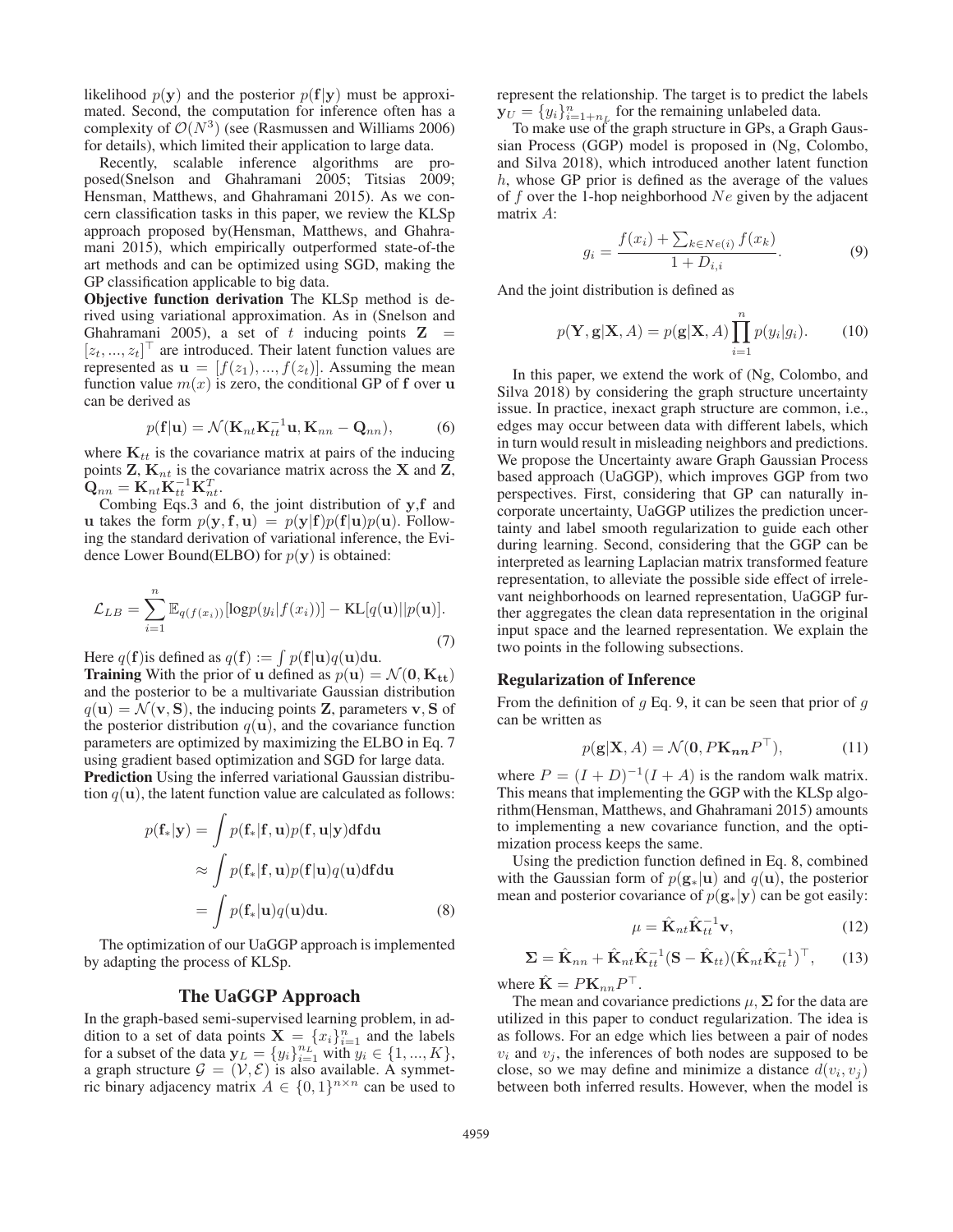likelihood $p(\mathbf{y})$ and the posterior $p(\mathbf{f}|\mathbf{y})$ must be approximated. Second, the computation for inference often has a complexity of $\mathcal{O}(N^3)$ (see (Rasmussen and Williams 2006) for details), which limited their application to large data.

Recently, scalable inference algorithms are proposed(Snelson and Ghahramani 2005; Titsias 2009; Hensman, Matthews, and Ghahramani 2015). As we concern classification tasks in this paper, we review the KLSp approach proposed by(Hensman, Matthews, and Ghahramani 2015), which empirically outperformed state-of-the art methods and can be optimized using SGD, making the GP classification applicable to big data.

**Objective function derivation** The KLSp method is derived using variational approximation. As in (Snelson and Ghahramani 2005), a set of $t$ inducing points $\mathbf{Z} = [z_t, ..., z_t]^\top$ are introduced. Their latent function values are represented as $\mathbf{u} = [f(z_1), ..., f(z_t)]$. Assuming the mean function value $m(x)$ is zero, the conditional GP of $\mathbf{f}$ over $\mathbf{u}$ can be derived as

$$p(\mathbf{f}|\mathbf{u}) = \mathcal{N}(\mathbf{K}_{nt}\mathbf{K}_{tt}^{-1}\mathbf{u}, \mathbf{K}_{nn} - \mathbf{Q}_{nn}), \tag{6}$$

where $\mathbf{K}_{tt}$ is the covariance matrix at pairs of the inducing points $\mathbf{Z}$, $\mathbf{K}_{nt}$ is the covariance matrix across the $\mathbf{X}$ and $\mathbf{Z}$, $\mathbf{Q}_{nn} = \mathbf{K}_{nt}\mathbf{K}_{tt}^{-1}\mathbf{K}_{nt}^T$.

Combing Eqs.3 and 6, the joint distribution of $\mathbf{y}$,$\mathbf{f}$ and $\mathbf{u}$ takes the form $p(\mathbf{y}, \mathbf{f}, \mathbf{u}) = p(\mathbf{y}|\mathbf{f})p(\mathbf{f}|\mathbf{u})p(\mathbf{u})$. Following the standard derivation of variational inference, the Evidence Lower Bound(ELBO) for $p(\mathbf{y})$ is obtained:

$$\mathcal{L}_{LB} = \sum_{i=1}^{n} \mathbb{E}_{q(f(x_i))}[\log p(y_i|f(x_i))] - \mathrm{KL}[q(\mathbf{u})||p(\mathbf{u})]. \tag{7}$$

Here $q(\mathbf{f})$is defined as $q(\mathbf{f}) := \int p(\mathbf{f}|\mathbf{u})q(\mathbf{u})\mathrm{d}\mathbf{u}$.

**Training** With the prior of $\mathbf{u}$ defined as $p(\mathbf{u}) = \mathcal{N}(\mathbf{0}, \mathbf{K_{tt}})$ and the posterior to be a multivariate Gaussian distribution $q(\mathbf{u}) = \mathcal{N}(\mathbf{v}, \mathbf{S})$, the inducing points $\mathbf{Z}$, parameters $\mathbf{v}, \mathbf{S}$ of the posterior distribution $q(\mathbf{u})$, and the covariance function parameters are optimized by maximizing the ELBO in Eq. 7 using gradient based optimization and SGD for large data.

**Prediction** Using the inferred variational Gaussian distribution $q(\mathbf{u})$, the latent function value are calculated as follows:

$$\begin{aligned} p(\mathbf{f}_*|\mathbf{y}) &= \int p(\mathbf{f}_*|\mathbf{f}, \mathbf{u})p(\mathbf{f}, \mathbf{u}|\mathbf{y})\mathrm{d}\mathbf{f}\mathrm{d}\mathbf{u} \\ &\approx \int p(\mathbf{f}_*|\mathbf{f}, \mathbf{u})p(\mathbf{f}|\mathbf{u})q(\mathbf{u})\mathrm{d}\mathbf{f}\mathrm{d}\mathbf{u} \\ &= \int p(\mathbf{f}_*|\mathbf{u})q(\mathbf{u})\mathrm{d}\mathbf{u}. \end{aligned} \tag{8}$$

The optimization of our UaGGP approach is implemented by adapting the process of KLSp.

## The UaGGP Approach

In the graph-based semi-supervised learning problem, in addition to a set of data points $\mathbf{X} = \{x_i\}_{i=1}^n$ and the labels for a subset of the data $\mathbf{y}_L = \{y_i\}_{i=1}^{n_L}$ with $y_i \in \{1, ..., K\}$, a graph structure $\mathcal{G} = (\mathcal{V}, \mathcal{E})$ is also available. A symmetric binary adjacency matrix $A \in \{0, 1\}^{n \times n}$ can be used to represent the relationship. The target is to predict the labels $\mathbf{y}_U = \{y_i\}_{i=1+n_L}^n$ for the remaining unlabeled data.

To make use of the graph structure in GPs, a Graph Gaussian Process (GGP) model is proposed in (Ng, Colombo, and Silva 2018), which introduced another latent function $h$, whose GP prior is defined as the average of the values of $f$ over the 1-hop neighborhood $Ne$ given by the adjacent matrix $A$:

$$g_i = \frac{f(x_i) + \sum_{k \in Ne(i)} f(x_k)}{1 + D_{i,i}}. \tag{9}$$

And the joint distribution is defined as

$$p(\mathbf{Y}, \mathbf{g}|\mathbf{X}, A) = p(\mathbf{g}|\mathbf{X}, A)\prod_{i=1}^{n} p(y_i|g_i). \tag{10}$$

In this paper, we extend the work of (Ng, Colombo, and Silva 2018) by considering the graph structure uncertainty issue. In practice, inexact graph structure are common, i.e., edges may occur between data with different labels, which in turn would result in misleading neighbors and predictions. We propose the Uncertainty aware Graph Gaussian Process based approach (UaGGP), which improves GGP from two perspectives. First, considering that GP can naturally incorporate uncertainty, UaGGP utilizes the prediction uncertainty and label smooth regularization to guide each other during learning. Second, considering that the GGP can be interpreted as learning Laplacian matrix transformed feature representation, to alleviate the possible side effect of irrelevant neighborhoods on learned representation, UaGGP further aggregates the clean data representation in the original input space and the learned representation. We explain the two points in the following subsections.

### Regularization of Inference

From the definition of $g$ Eq. 9, it can be seen that prior of $g$ can be written as

$$p(\mathbf{g}|\mathbf{X}, A) = \mathcal{N}(\mathbf{0}, P\mathbf{K_{nn}}P^\top), \tag{11}$$

where $P = (I + D)^{-1}(I + A)$ is the random walk matrix. This means that implementing the GGP with the KLSp algorithm(Hensman, Matthews, and Ghahramani 2015) amounts to implementing a new covariance function, and the optimization process keeps the same.

Using the prediction function defined in Eq. 8, combined with the Gaussian form of $p(\mathbf{g}_*|\mathbf{u})$ and $q(\mathbf{u})$, the posterior mean and posterior covariance of $p(\mathbf{g}_*|\mathbf{y})$ can be got easily:

$$\mu = \hat{\mathbf{K}}_{nt}\hat{\mathbf{K}}_{tt}^{-1}\mathbf{v}, \tag{12}$$

$$\mathbf{\Sigma} = \hat{\mathbf{K}}_{nn} + \hat{\mathbf{K}}_{nt}\hat{\mathbf{K}}_{tt}^{-1}(\mathbf{S} - \hat{\mathbf{K}}_{tt})(\hat{\mathbf{K}}_{nt}\hat{\mathbf{K}}_{tt}^{-1})^\top, \tag{13}$$

where $\hat{\mathbf{K}} = P\mathbf{K}_{nn}P^\top$.

The mean and covariance predictions $\mu, \mathbf{\Sigma}$ for the data are utilized in this paper to conduct regularization. The idea is as follows. For an edge which lies between a pair of nodes $v_i$ and $v_j$, the inferences of both nodes are supposed to be close, so we may define and minimize a distance $d(v_i, v_j)$ between both inferred results. However, when the model is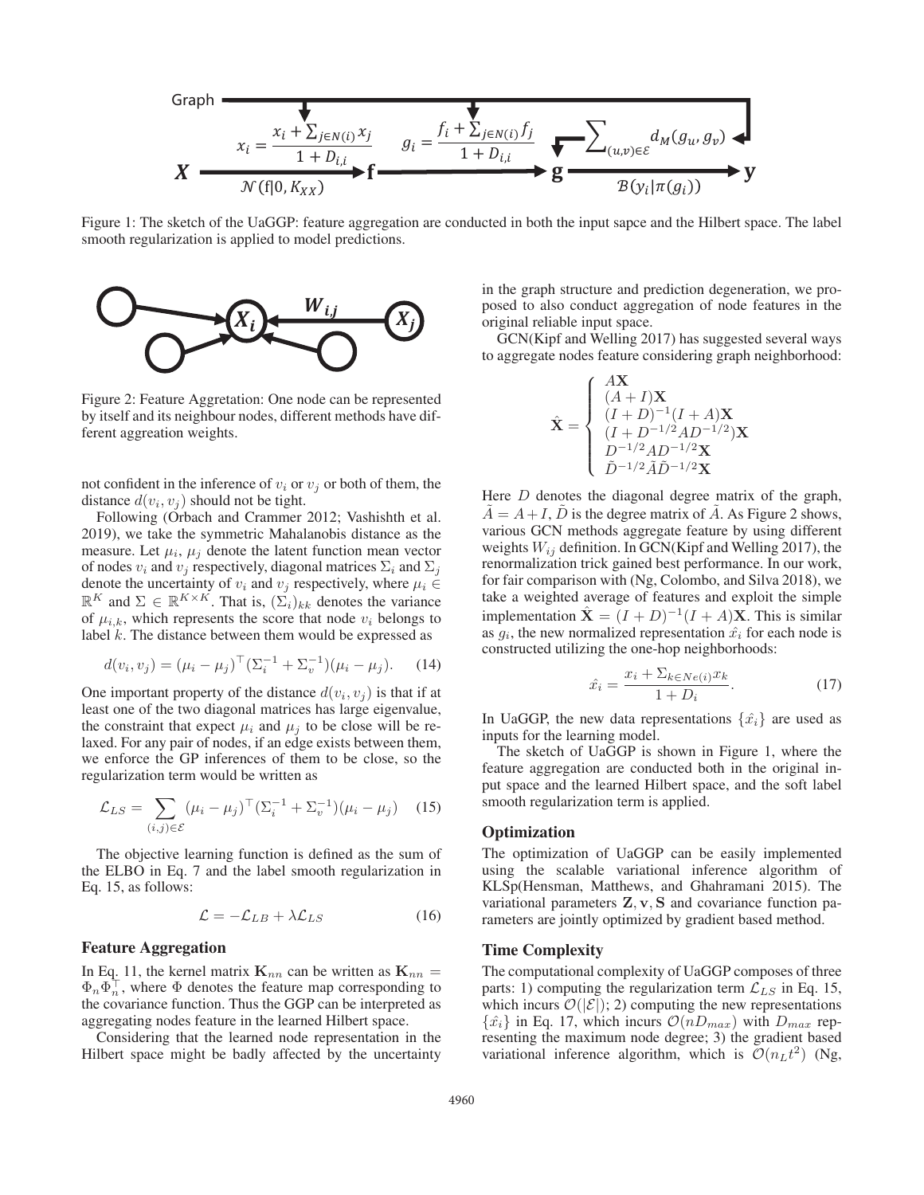Figure 1: The sketch of the UaGGP: feature aggregation are conducted in both the input sapce and the Hilbert space. The label smooth regularization is applied to model predictions.

Figure 2: Feature Aggretation: One node can be represented by itself and its neighbour nodes, different methods have different aggreation weights.

not confident in the inference of $v_i$ or $v_j$ or both of them, the distance $d(v_i, v_j)$ should not be tight.

Following (Orbach and Crammer 2012; Vashishth et al. 2019), we take the symmetric Mahalanobis distance as the measure. Let $\mu_i$, $\mu_j$ denote the latent function mean vector of nodes $v_i$ and $v_j$ respectively, diagonal matrices $\Sigma_i$ and $\Sigma_j$ denote the uncertainty of $v_i$ and $v_j$ respectively, where $\mu_i \in \mathbb{R}^K$ and $\Sigma \in \mathbb{R}^{K \times K}$. That is, $(\Sigma_i)_{kk}$ denotes the variance of $\mu_{i,k}$, which represents the score that node $v_i$ belongs to label $k$. The distance between them would be expressed as

$$d(v_i, v_j) = (\mu_i - \mu_j)^\top (\Sigma_i^{-1} + \Sigma_v^{-1})(\mu_i - \mu_j). \tag{14}$$

One important property of the distance $d(v_i, v_j)$ is that if at least one of the two diagonal matrices has large eigenvalue, the constraint that expect $\mu_i$ and $\mu_j$ to be close will be relaxed. For any pair of nodes, if an edge exists between them, we enforce the GP inferences of them to be close, so the regularization term would be written as

$$\mathcal{L}_{LS} = \sum_{(i,j)\in\mathcal{E}} (\mu_i - \mu_j)^\top (\Sigma_i^{-1} + \Sigma_v^{-1})(\mu_i - \mu_j) \tag{15}$$

The objective learning function is defined as the sum of the ELBO in Eq. 7 and the label smooth regularization in Eq. 15, as follows:

$$\mathcal{L} = -\mathcal{L}_{LB} + \lambda \mathcal{L}_{LS} \tag{16}$$

### Feature Aggregation

In Eq. 11, the kernel matrix $\mathbf{K}_{nn}$ can be written as $\mathbf{K}_{nn} = \Phi_n \Phi_n^\top$, where $\Phi$ denotes the feature map corresponding to the covariance function. Thus the GGP can be interpreted as aggregating nodes feature in the learned Hilbert space.

Considering that the learned node representation in the Hilbert space might be badly affected by the uncertainty in the graph structure and prediction degeneration, we proposed to also conduct aggregation of node features in the original reliable input space.

GCN(Kipf and Welling 2017) has suggested several ways to aggregate nodes feature considering graph neighborhood:

$$\hat{\mathbf{X}} = \begin{cases} A\mathbf{X} \\ (A+I)\mathbf{X} \\ (I+D)^{-1}(I+A)\mathbf{X} \\ (I+D^{-1/2}AD^{-1/2})\mathbf{X} \\ D^{-1/2}AD^{-1/2}\mathbf{X} \\ \tilde{D}^{-1/2}\tilde{A}\tilde{D}^{-1/2}\mathbf{X} \end{cases}$$

Here $D$ denotes the diagonal degree matrix of the graph, $\tilde{A} = A + I$, $\tilde{D}$ is the degree matrix of $\tilde{A}$. As Figure 2 shows, various GCN methods aggregate feature by using different weights $W_{ij}$ definition. In GCN(Kipf and Welling 2017), the renormalization trick gained best performance. In our work, for fair comparison with (Ng, Colombo, and Silva 2018), we take a weighted average of features and exploit the simple implementation $\hat{\mathbf{X}} = (I+D)^{-1}(I+A)\mathbf{X}$. This is similar as $g_i$, the new normalized representation $\hat{x_i}$ for each node is constructed utilizing the one-hop neighborhoods:

$$\hat{x_i} = \frac{x_i + \Sigma_{k\in Ne(i)} x_k}{1 + D_i}. \tag{17}$$

In UaGGP, the new data representations $\{\hat{x_i}\}$ are used as inputs for the learning model.

The sketch of UaGGP is shown in Figure 1, where the feature aggregation are conducted both in the original input space and the learned Hilbert space, and the soft label smooth regularization term is applied.

### Optimization

The optimization of UaGGP can be easily implemented using the scalable variational inference algorithm of KLSp(Hensman, Matthews, and Ghahramani 2015). The variational parameters $\mathbf{Z}, \mathbf{v}, \mathbf{S}$ and covariance function parameters are jointly optimized by gradient based method.

### Time Complexity

The computational complexity of UaGGP composes of three parts: 1) computing the regularization term $\mathcal{L}_{LS}$ in Eq. 15, which incurs $\mathcal{O}(|\mathcal{E}|)$; 2) computing the new representations $\{\hat{x_i}\}$ in Eq. 17, which incurs $\mathcal{O}(nD_{max})$ with $D_{max}$ representing the maximum node degree; 3) the gradient based variational inference algorithm, which is $\mathcal{O}(n_L t^2)$ (Ng,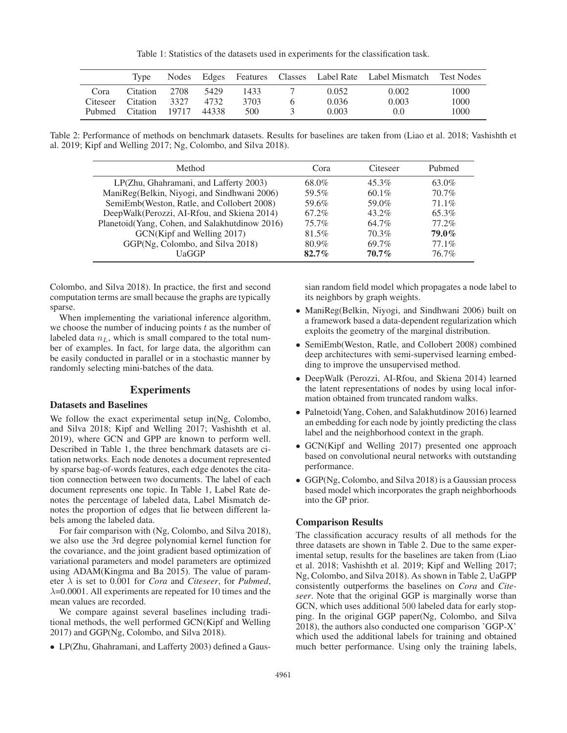Table 1: Statistics of the datasets used in experiments for the classification task.

| | Type | Nodes | Edges | Features | Classes | Label Rate | Label Mismatch | Test Nodes |
|---|---|---|---|---|---|---|---|---|
| Cora | Citation | 2708 | 5429 | 1433 | 7 | 0.052 | 0.002 | 1000 |
| Citeseer | Citation | 3327 | 4732 | 3703 | 6 | 0.036 | 0.003 | 1000 |
| Pubmed | Citation | 19717 | 44338 | 500 | 3 | 0.003 | 0.0 | 1000 |

Table 2: Performance of methods on benchmark datasets. Results for baselines are taken from (Liao et al. 2018; Vashishth et al. 2019; Kipf and Welling 2017; Ng, Colombo, and Silva 2018).

| Method | Cora | Citeseer | Pubmed |
|---|---|---|---|
| LP(Zhu, Ghahramani, and Lafferty 2003) | 68.0% | 45.3% | 63.0% |
| ManiReg(Belkin, Niyogi, and Sindhwani 2006) | 59.5% | 60.1% | 70.7% |
| SemiEmb(Weston, Ratle, and Collobert 2008) | 59.6% | 59.0% | 71.1% |
| DeepWalk(Perozzi, AI-Rfou, and Skiena 2014) | 67.2% | 43.2% | 65.3% |
| Planetoid(Yang, Cohen, and Salakhutdinow 2016) | 75.7% | 64.7% | 77.2% |
| GCN(Kipf and Welling 2017) | 81.5% | 70.3% | **79.0%** |
| GGP(Ng, Colombo, and Silva 2018) | 80.9% | 69.7% | 77.1% |
| UaGGP | **82.7%** | **70.7%** | 76.7% |

Colombo, and Silva 2018). In practice, the first and second computation terms are small because the graphs are typically sparse.

When implementing the variational inference algorithm, we choose the number of inducing points $t$ as the number of labeled data $n_L$, which is small compared to the total number of examples. In fact, for large data, the algorithm can be easily conducted in parallel or in a stochastic manner by randomly selecting mini-batches of the data.

## Experiments

### Datasets and Baselines

We follow the exact experimental setup in(Ng, Colombo, and Silva 2018; Kipf and Welling 2017; Vashishth et al. 2019), where GCN and GPP are known to perform well. Described in Table 1, the three benchmark datasets are citation networks. Each node denotes a document represented by sparse bag-of-words features, each edge denotes the citation connection between two documents. The label of each document represents one topic. In Table 1, Label Rate denotes the percentage of labeled data, Label Mismatch denotes the proportion of edges that lie between different labels among the labeled data.

For fair comparison with (Ng, Colombo, and Silva 2018), we also use the 3rd degree polynomial kernel function for the covariance, and the joint gradient based optimization of variational parameters and model parameters are optimized using ADAM(Kingma and Ba 2015). The value of parameter $\lambda$ is set to 0.001 for *Cora* and *Citeseer*, for *Pubmed*, $\lambda$=0.0001. All experiments are repeated for 10 times and the mean values are recorded.

We compare against several baselines including traditional methods, the well performed GCN(Kipf and Welling 2017) and GGP(Ng, Colombo, and Silva 2018).

- LP(Zhu, Ghahramani, and Lafferty 2003) defined a Gaussian random field model which propagates a node label to its neighbors by graph weights.
- ManiReg(Belkin, Niyogi, and Sindhwani 2006) built on a framework based a data-dependent regularization which exploits the geometry of the marginal distribution.
- SemiEmb(Weston, Ratle, and Collobert 2008) combined deep architectures with semi-supervised learning embedding to improve the unsupervised method.
- DeepWalk (Perozzi, AI-Rfou, and Skiena 2014) learned the latent representations of nodes by using local information obtained from truncated random walks.
- Palnetoid(Yang, Cohen, and Salakhutdinow 2016) learned an embedding for each node by jointly predicting the class label and the neighborhood context in the graph.
- GCN(Kipf and Welling 2017) presented one approach based on convolutional neural networks with outstanding performance.
- GGP(Ng, Colombo, and Silva 2018) is a Gaussian process based model which incorporates the graph neighborhoods into the GP prior.

### Comparison Results

The classification accuracy results of all methods for the three datasets are shown in Table 2. Due to the same experimental setup, results for the baselines are taken from (Liao et al. 2018; Vashishth et al. 2019; Kipf and Welling 2017; Ng, Colombo, and Silva 2018). As shown in Table 2, UaGPP consistently outperforms the baselines on *Cora* and *Citeseer*. Note that the original GGP is marginally worse than GCN, which uses additional 500 labeled data for early stopping. In the original GGP paper(Ng, Colombo, and Silva 2018), the authors also conducted one comparison 'GGP-X' which used the additional labels for training and obtained much better performance. Using only the training labels,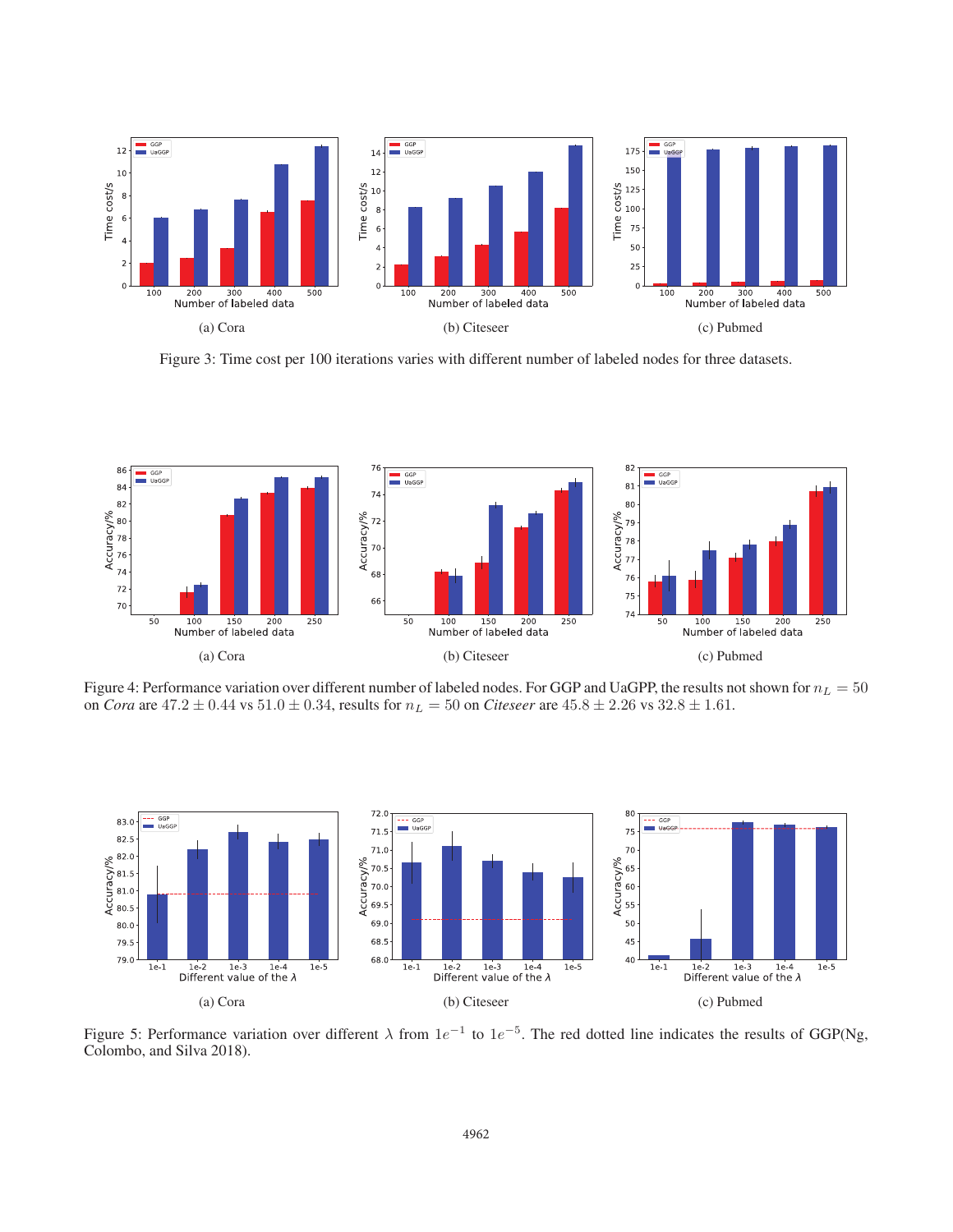(a) Cora

(b) Citeseer

(c) Pubmed

Figure 3: Time cost per 100 iterations varies with different number of labeled nodes for three datasets.

(a) Cora

(b) Citeseer

(c) Pubmed

Figure 4: Performance variation over different number of labeled nodes. For GGP and UaGPP, the results not shown for $n_L = 50$ on *Cora* are $47.2 \pm 0.44$ vs $51.0 \pm 0.34$, results for $n_L = 50$ on *Citeseer* are $45.8 \pm 2.26$ vs $32.8 \pm 1.61$.

(a) Cora

(b) Citeseer

(c) Pubmed

Figure 5: Performance variation over different $\lambda$ from $1e^{-1}$ to $1e^{-5}$. The red dotted line indicates the results of GGP(Ng, Colombo, and Silva 2018).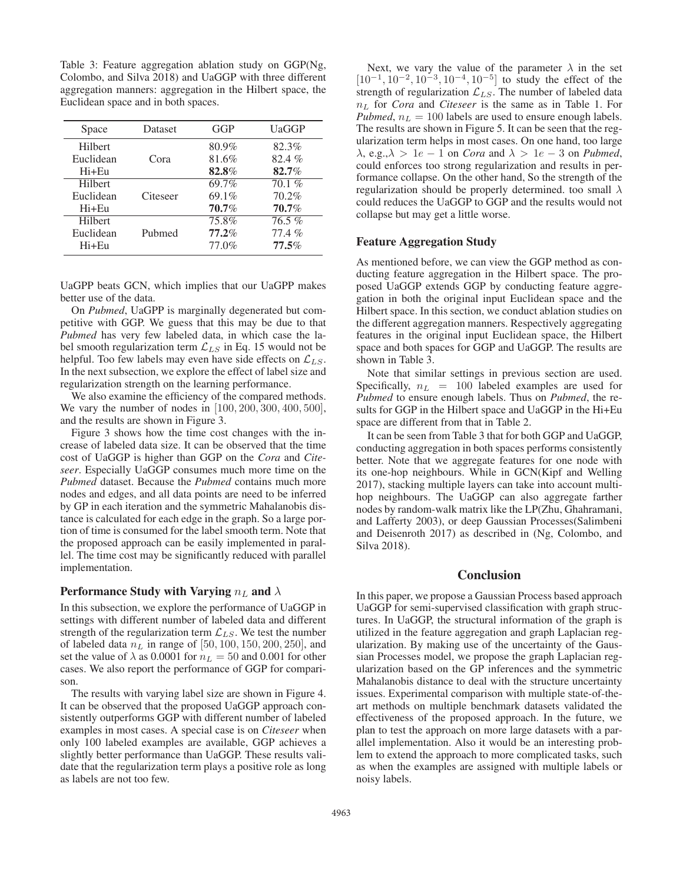Table 3: Feature aggregation ablation study on GGP(Ng, Colombo, and Silva 2018) and UaGGP with three different aggregation manners: aggregation in the Hilbert space, the Euclidean space and in both spaces.

| Space | Dataset | GGP | UaGGP |
|---|---|---|---|
| Hilbert | | 80.9% | 82.3% |
| Euclidean | Cora | 81.6% | 82.4 % |
| Hi+Eu | | **82.8%** | **82.7%** |
| Hilbert | | 69.7% | 70.1 % |
| Euclidean | Citeseer | 69.1% | 70.2% |
| Hi+Eu | | **70.7%** | **70.7%** |
| Hilbert | | 75.8% | 76.5 % |
| Euclidean | Pubmed | **77.2%** | 77.4 % |
| Hi+Eu | | 77.0% | **77.5%** |

UaGPP beats GCN, which implies that our UaGPP makes better use of the data.

On *Pubmed*, UaGPP is marginally degenerated but competitive with GGP. We guess that this may be due to that *Pubmed* has very few labeled data, in which case the label smooth regularization term $\mathcal{L}_{LS}$ in Eq. 15 would not be helpful. Too few labels may even have side effects on $\mathcal{L}_{LS}$. In the next subsection, we explore the effect of label size and regularization strength on the learning performance.

We also examine the efficiency of the compared methods. We vary the number of nodes in $[100, 200, 300, 400, 500]$, and the results are shown in Figure 3.

Figure 3 shows how the time cost changes with the increase of labeled data size. It can be observed that the time cost of UaGGP is higher than GGP on the *Cora* and *Citeseer*. Especially UaGGP consumes much more time on the *Pubmed* dataset. Because the *Pubmed* contains much more nodes and edges, and all data points are need to be inferred by GP in each iteration and the symmetric Mahalanobis distance is calculated for each edge in the graph. So a large portion of time is consumed for the label smooth term. Note that the proposed approach can be easily implemented in parallel. The time cost may be significantly reduced with parallel implementation.

### Performance Study with Varying $n_L$ and $\lambda$

In this subsection, we explore the performance of UaGGP in settings with different number of labeled data and different strength of the regularization term $\mathcal{L}_{LS}$. We test the number of labeled data $n_L$ in range of $[50, 100, 150, 200, 250]$, and set the value of $\lambda$ as 0.0001 for $n_L = 50$ and 0.001 for other cases. We also report the performance of GGP for comparison.

The results with varying label size are shown in Figure 4. It can be observed that the proposed UaGGP approach consistently outperforms GGP with different number of labeled examples in most cases. A special case is on *Citeseer* when only 100 labeled examples are available, GGP achieves a slightly better performance than UaGGP. These results validate that the regularization term plays a positive role as long as labels are not too few.

Next, we vary the value of the parameter $\lambda$ in the set $[10^{-1}, 10^{-2}, 10^{-3}, 10^{-4}, 10^{-5}]$ to study the effect of the strength of regularization $\mathcal{L}_{LS}$. The number of labeled data $n_L$ for *Cora* and *Citeseer* is the same as in Table 1. For *Pubmed*, $n_L = 100$ labels are used to ensure enough labels. The results are shown in Figure 5. It can be seen that the regularization term helps in most cases. On one hand, too large $\lambda$, e.g.,$\lambda > 1e-1$ on *Cora* and $\lambda > 1e-3$ on *Pubmed*, could enforces too strong regularization and results in performance collapse. On the other hand, So the strength of the regularization should be properly determined. too small $\lambda$ could reduces the UaGGP to GGP and the results would not collapse but may get a little worse.

### Feature Aggregation Study

As mentioned before, we can view the GGP method as conducting feature aggregation in the Hilbert space. The proposed UaGGP extends GGP by conducting feature aggregation in both the original input Euclidean space and the Hilbert space. In this section, we conduct ablation studies on the different aggregation manners. Respectively aggregating features in the original input Euclidean space, the Hilbert space and both spaces for GGP and UaGGP. The results are shown in Table 3.

Note that similar settings in previous section are used. Specifically, $n_L = 100$ labeled examples are used for *Pubmed* to ensure enough labels. Thus on *Pubmed*, the results for GGP in the Hilbert space and UaGGP in the Hi+Eu space are different from that in Table 2.

It can be seen from Table 3 that for both GGP and UaGGP, conducting aggregation in both spaces performs consistently better. Note that we aggregate features for one node with its one-hop neighbours. While in GCN(Kipf and Welling 2017), stacking multiple layers can take into account multi-hop neighbours. The UaGGP can also aggregate farther nodes by random-walk matrix like the LP(Zhu, Ghahramani, and Lafferty 2003), or deep Gaussian Processes(Salimbeni and Deisenroth 2017) as described in (Ng, Colombo, and Silva 2018).

## Conclusion

In this paper, we propose a Gaussian Process based approach UaGGP for semi-supervised classification with graph structures. In UaGGP, the structural information of the graph is utilized in the feature aggregation and graph Laplacian regularization. By making use of the uncertainty of the Gaussian Processes model, we propose the graph Laplacian regularization based on the GP inferences and the symmetric Mahalanobis distance to deal with the structure uncertainty issues. Experimental comparison with multiple state-of-the-art methods on multiple benchmark datasets validated the effectiveness of the proposed approach. In the future, we plan to test the approach on more large datasets with a parallel implementation. Also it would be an interesting problem to extend the approach to more complicated tasks, such as when the examples are assigned with multiple labels or noisy labels.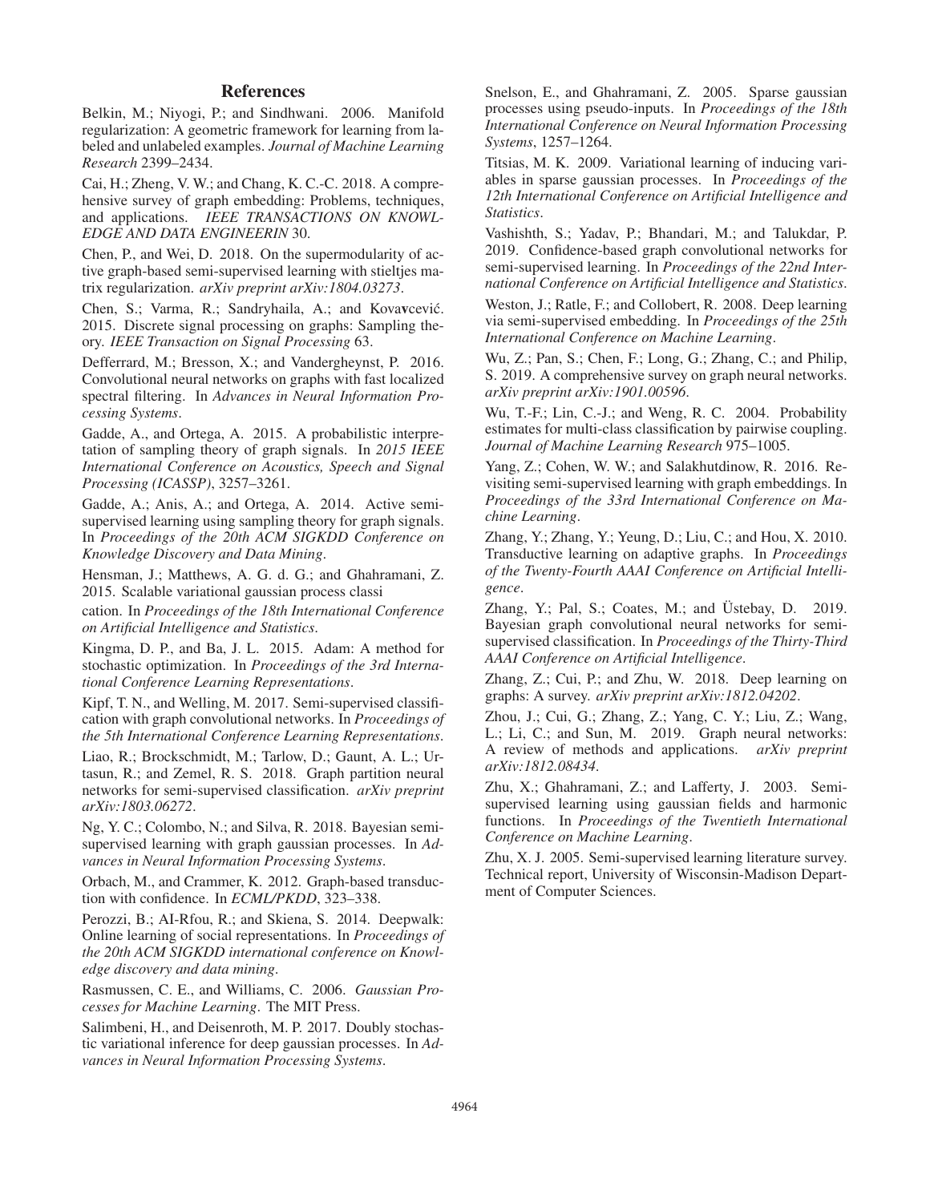## References

Belkin, M.; Niyogi, P.; and Sindhwani. 2006. Manifold regularization: A geometric framework for learning from labeled and unlabeled examples. *Journal of Machine Learning Research* 2399–2434.

Cai, H.; Zheng, V. W.; and Chang, K. C.-C. 2018. A comprehensive survey of graph embedding: Problems, techniques, and applications. *IEEE TRANSACTIONS ON KNOWLEDGE AND DATA ENGINEERIN* 30.

Chen, P., and Wei, D. 2018. On the supermodularity of active graph-based semi-supervised learning with stieltjes matrix regularization. *arXiv preprint arXiv:1804.03273*.

Chen, S.; Varma, R.; Sandryhaila, A.; and Kovavcević. 2015. Discrete signal processing on graphs: Sampling theory. *IEEE Transaction on Signal Processing* 63.

Defferrard, M.; Bresson, X.; and Vandergheynst, P. 2016. Convolutional neural networks on graphs with fast localized spectral filtering. In *Advances in Neural Information Processing Systems*.

Gadde, A., and Ortega, A. 2015. A probabilistic interpretation of sampling theory of graph signals. In *2015 IEEE International Conference on Acoustics, Speech and Signal Processing (ICASSP)*, 3257–3261.

Gadde, A.; Anis, A.; and Ortega, A. 2014. Active semi-supervised learning using sampling theory for graph signals. In *Proceedings of the 20th ACM SIGKDD Conference on Knowledge Discovery and Data Mining*.

Hensman, J.; Matthews, A. G. d. G.; and Ghahramani, Z. 2015. Scalable variational gaussian process classi

cation. In *Proceedings of the 18th International Conference on Artificial Intelligence and Statistics*.

Kingma, D. P., and Ba, J. L. 2015. Adam: A method for stochastic optimization. In *Proceedings of the 3rd International Conference Learning Representations*.

Kipf, T. N., and Welling, M. 2017. Semi-supervised classification with graph convolutional networks. In *Proceedings of the 5th International Conference Learning Representations*.

Liao, R.; Brockschmidt, M.; Tarlow, D.; Gaunt, A. L.; Urtasun, R.; and Zemel, R. S. 2018. Graph partition neural networks for semi-supervised classification. *arXiv preprint arXiv:1803.06272*.

Ng, Y. C.; Colombo, N.; and Silva, R. 2018. Bayesian semi-supervised learning with graph gaussian processes. In *Advances in Neural Information Processing Systems*.

Orbach, M., and Crammer, K. 2012. Graph-based transduction with confidence. In *ECML/PKDD*, 323–338.

Perozzi, B.; AI-Rfou, R.; and Skiena, S. 2014. Deepwalk: Online learning of social representations. In *Proceedings of the 20th ACM SIGKDD international conference on Knowledge discovery and data mining*.

Rasmussen, C. E., and Williams, C. 2006. *Gaussian Processes for Machine Learning*. The MIT Press.

Salimbeni, H., and Deisenroth, M. P. 2017. Doubly stochastic variational inference for deep gaussian processes. In *Advances in Neural Information Processing Systems*.

Snelson, E., and Ghahramani, Z. 2005. Sparse gaussian processes using pseudo-inputs. In *Proceedings of the 18th International Conference on Neural Information Processing Systems*, 1257–1264.

Titsias, M. K. 2009. Variational learning of inducing variables in sparse gaussian processes. In *Proceedings of the 12th International Conference on Artificial Intelligence and Statistics*.

Vashishth, S.; Yadav, P.; Bhandari, M.; and Talukdar, P. 2019. Confidence-based graph convolutional networks for semi-supervised learning. In *Proceedings of the 22nd International Conference on Artificial Intelligence and Statistics*.

Weston, J.; Ratle, F.; and Collobert, R. 2008. Deep learning via semi-supervised embedding. In *Proceedings of the 25th International Conference on Machine Learning*.

Wu, Z.; Pan, S.; Chen, F.; Long, G.; Zhang, C.; and Philip, S. 2019. A comprehensive survey on graph neural networks. *arXiv preprint arXiv:1901.00596*.

Wu, T.-F.; Lin, C.-J.; and Weng, R. C. 2004. Probability estimates for multi-class classification by pairwise coupling. *Journal of Machine Learning Research* 975–1005.

Yang, Z.; Cohen, W. W.; and Salakhutdinow, R. 2016. Revisiting semi-supervised learning with graph embeddings. In *Proceedings of the 33rd International Conference on Machine Learning*.

Zhang, Y.; Zhang, Y.; Yeung, D.; Liu, C.; and Hou, X. 2010. Transductive learning on adaptive graphs. In *Proceedings of the Twenty-Fourth AAAI Conference on Artificial Intelligence*.

Zhang, Y.; Pal, S.; Coates, M.; and Üstebay, D. 2019. Bayesian graph convolutional neural networks for semi-supervised classification. In *Proceedings of the Thirty-Third AAAI Conference on Artificial Intelligence*.

Zhang, Z.; Cui, P.; and Zhu, W. 2018. Deep learning on graphs: A survey. *arXiv preprint arXiv:1812.04202*.

Zhou, J.; Cui, G.; Zhang, Z.; Yang, C. Y.; Liu, Z.; Wang, L.; Li, C.; and Sun, M. 2019. Graph neural networks: A review of methods and applications. *arXiv preprint arXiv:1812.08434*.

Zhu, X.; Ghahramani, Z.; and Lafferty, J. 2003. Semi-supervised learning using gaussian fields and harmonic functions. In *Proceedings of the Twentieth International Conference on Machine Learning*.

Zhu, X. J. 2005. Semi-supervised learning literature survey. Technical report, University of Wisconsin-Madison Department of Computer Sciences.